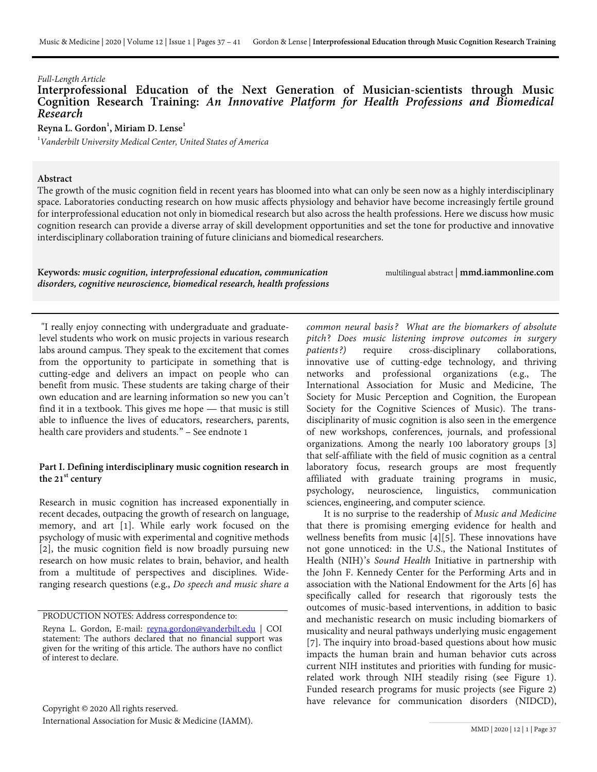*Full-Length Article*

# Interprofessional Education of the Next Generation of Musician-scientists through Music Cognition Research Training: *An Innovative Platform for Health Professions and Biomedical Research*

**Reyna L. Gordon[1], Miriam D. Lense[1]**

[1] *Vanderbilt University Medical Center, United States of America*

## Abstract

The growth of the music cognition field in recent years has bloomed into what can only be seen now as a highly interdisciplinary space. Laboratories conducting research on how music affects physiology and behavior have become increasingly fertile ground for interprofessional education not only in biomedical research but also across the health professions. Here we discuss how music cognition research can provide a diverse array of skill development opportunities and set the tone for productive and innovative interdisciplinary collaboration training of future clinicians and biomedical researchers.

**Keywords:** ***music cognition, interprofessional education, communication disorders, cognitive neuroscience, biomedical research, health professions***

multilingual abstract | **mmd.iammonline.com**

"I really enjoy connecting with undergraduate and graduate-level students who work on music projects in various research labs around campus. They speak to the excitement that comes from the opportunity to participate in something that is cutting-edge and delivers an impact on people who can benefit from music. These students are taking charge of their own education and are learning information so new you can't find it in a textbook. This gives me hope — that music is still able to influence the lives of educators, researchers, parents, health care providers and students." – See endnote 1

## Part I. Defining interdisciplinary music cognition research in the 21st century

Research in music cognition has increased exponentially in recent decades, outpacing the growth of research on language, memory, and art [1]. While early work focused on the psychology of music with experimental and cognitive methods [2], the music cognition field is now broadly pursuing new research on how music relates to brain, behavior, and health from a multitude of perspectives and disciplines. Wide-ranging research questions (e.g., *Do speech and music share a common neural basis? What are the biomarkers of absolute pitch? Does music listening improve outcomes in surgery patients?)* require cross-disciplinary collaborations, innovative use of cutting-edge technology, and thriving networks and professional organizations (e.g., The International Association for Music and Medicine, The Society for Music Perception and Cognition, the European Society for the Cognitive Sciences of Music). The trans-disciplinarity of music cognition is also seen in the emergence of new workshops, conferences, journals, and professional organizations. Among the nearly 100 laboratory groups [3] that self-affiliate with the field of music cognition as a central laboratory focus, research groups are most frequently affiliated with graduate training programs in music, psychology, neuroscience, linguistics, communication sciences, engineering, and computer science.

It is no surprise to the readership of *Music and Medicine* that there is promising emerging evidence for health and wellness benefits from music [4][5]. These innovations have not gone unnoticed: in the U.S., the National Institutes of Health (NIH)'s *Sound Health* Initiative in partnership with the John F. Kennedy Center for the Performing Arts and in association with the National Endowment for the Arts [6] has specifically called for research that rigorously tests the outcomes of music-based interventions, in addition to basic and mechanistic research on music including biomarkers of musicality and neural pathways underlying music engagement [7]. The inquiry into broad-based questions about how music impacts the human brain and human behavior cuts across current NIH institutes and priorities with funding for music-related work through NIH steadily rising (see Figure 1). Funded research programs for music projects (see Figure 2) have relevance for communication disorders (NIDCD),

PRODUCTION NOTES: Address correspondence to:

Reyna L. Gordon, E-mail: reyna.gordon@vanderbilt.edu | COI statement: The authors declared that no financial support was given for the writing of this article. The authors have no conflict of interest to declare.

Copyright © 2020 All rights reserved.
International Association for Music & Medicine (IAMM).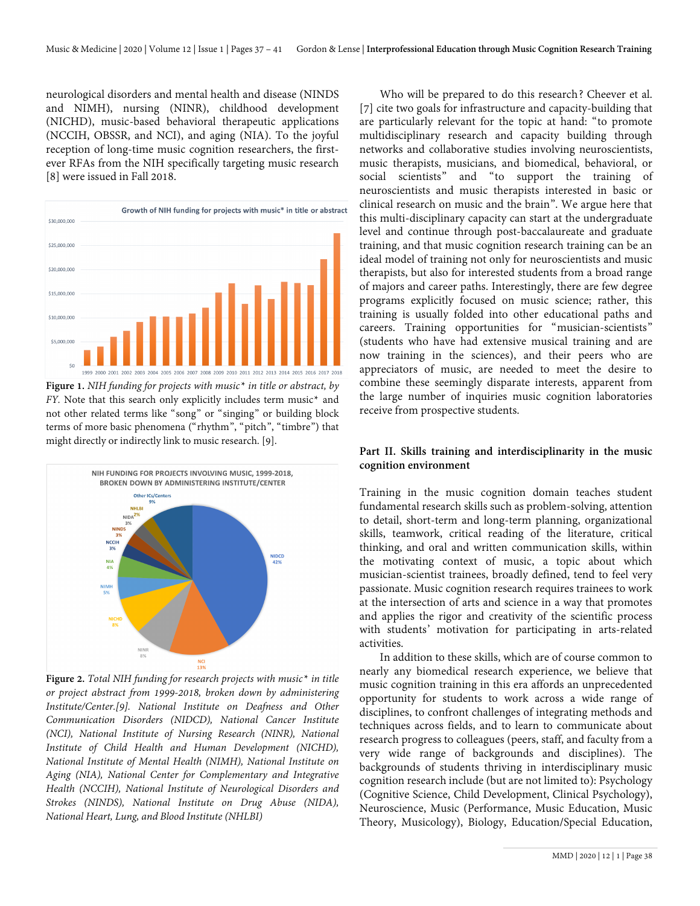neurological disorders and mental health and disease (NINDS and NIMH), nursing (NINR), childhood development (NICHD), music-based behavioral therapeutic applications (NCCIH, OBSSR, and NCI), and aging (NIA). To the joyful reception of long-time music cognition researchers, the first-ever RFAs from the NIH specifically targeting music research [8] were issued in Fall 2018.

**Figure 1.** *NIH funding for projects with music\* in title or abstract, by FY.* Note that this search only explicitly includes term music* and not other related terms like "song" or "singing" or building block terms of more basic phenomena ("rhythm", "pitch", "timbre") that might directly or indirectly link to music research. [9].

**Figure 2.** *Total NIH funding for research projects with music\* in title or project abstract from 1999-2018, broken down by administering Institute/Center.[9]. National Institute on Deafness and Other Communication Disorders (NIDCD), National Cancer Institute (NCI), National Institute of Nursing Research (NINR), National Institute of Child Health and Human Development (NICHD), National Institute of Mental Health (NIMH), National Institute on Aging (NIA), National Center for Complementary and Integrative Health (NCCIH), National Institute of Neurological Disorders and Strokes (NINDS), National Institute on Drug Abuse (NIDA), National Heart, Lung, and Blood Institute (NHLBI)*

Who will be prepared to do this research? Cheever et al. [7] cite two goals for infrastructure and capacity-building that are particularly relevant for the topic at hand: "to promote multidisciplinary research and capacity building through networks and collaborative studies involving neuroscientists, music therapists, musicians, and biomedical, behavioral, or social scientists" and "to support the training of neuroscientists and music therapists interested in basic or clinical research on music and the brain". We argue here that this multi-disciplinary capacity can start at the undergraduate level and continue through post-baccalaureate and graduate training, and that music cognition research training can be an ideal model of training not only for neuroscientists and music therapists, but also for interested students from a broad range of majors and career paths. Interestingly, there are few degree programs explicitly focused on music science; rather, this training is usually folded into other educational paths and careers. Training opportunities for "musician-scientists" (students who have had extensive musical training and are now training in the sciences), and their peers who are appreciators of music, are needed to meet the desire to combine these seemingly disparate interests, apparent from the large number of inquiries music cognition laboratories receive from prospective students.

## Part II. Skills training and interdisciplinarity in the music cognition environment

Training in the music cognition domain teaches student fundamental research skills such as problem-solving, attention to detail, short-term and long-term planning, organizational skills, teamwork, critical reading of the literature, critical thinking, and oral and written communication skills, within the motivating context of music, a topic about which musician-scientist trainees, broadly defined, tend to feel very passionate. Music cognition research requires trainees to work at the intersection of arts and science in a way that promotes and applies the rigor and creativity of the scientific process with students' motivation for participating in arts-related activities.

In addition to these skills, which are of course common to nearly any biomedical research experience, we believe that music cognition training in this era affords an unprecedented opportunity for students to work across a wide range of disciplines, to confront challenges of integrating methods and techniques across fields, and to learn to communicate about research progress to colleagues (peers, staff, and faculty from a very wide range of backgrounds and disciplines). The backgrounds of students thriving in interdisciplinary music cognition research include (but are not limited to): Psychology (Cognitive Science, Child Development, Clinical Psychology), Neuroscience, Music (Performance, Music Education, Music Theory, Musicology), Biology, Education/Special Education,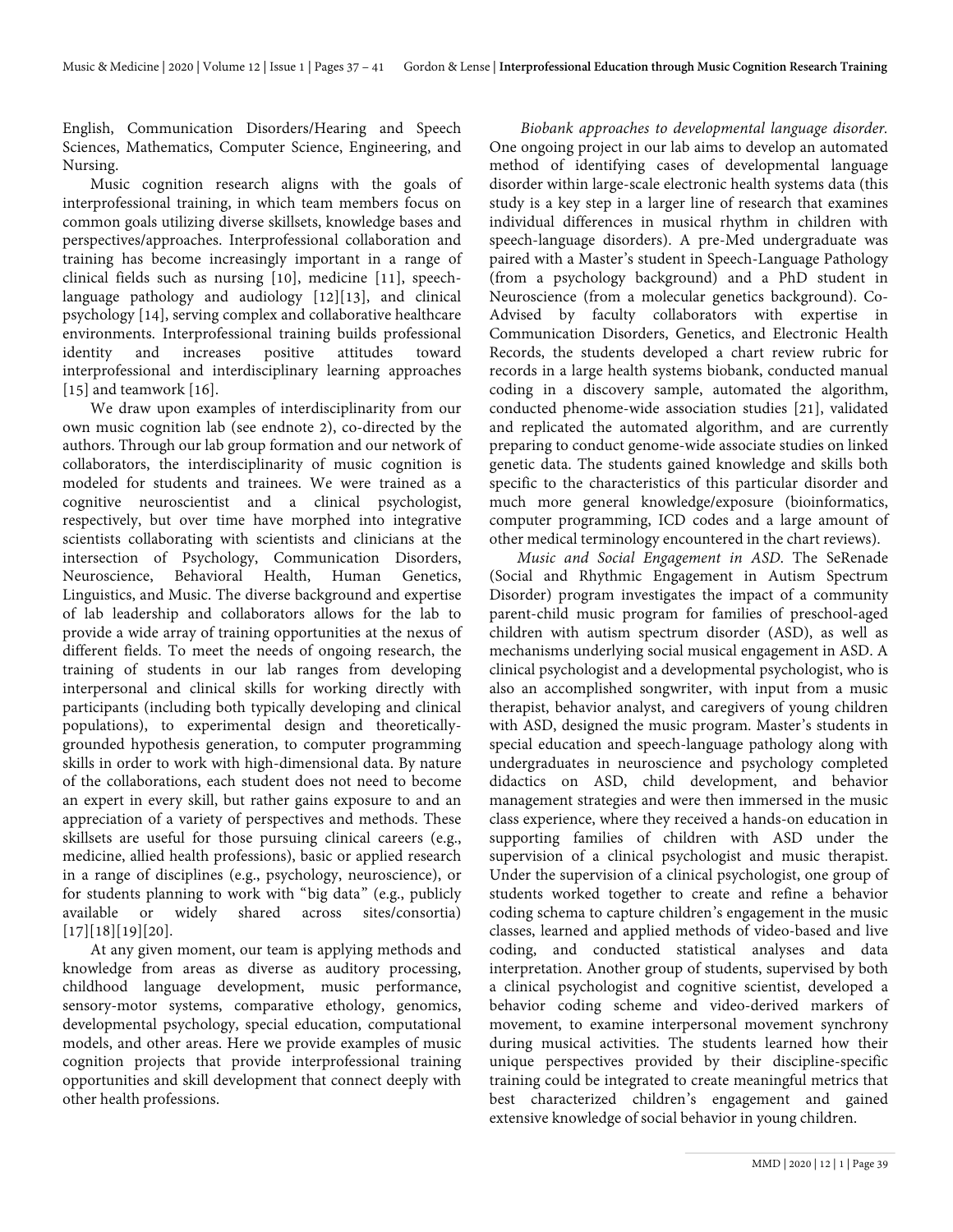English, Communication Disorders/Hearing and Speech Sciences, Mathematics, Computer Science, Engineering, and Nursing.

Music cognition research aligns with the goals of interprofessional training, in which team members focus on common goals utilizing diverse skillsets, knowledge bases and perspectives/approaches. Interprofessional collaboration and training has become increasingly important in a range of clinical fields such as nursing [10], medicine [11], speech-language pathology and audiology [12][13], and clinical psychology [14], serving complex and collaborative healthcare environments. Interprofessional training builds professional identity and increases positive attitudes toward interprofessional and interdisciplinary learning approaches [15] and teamwork [16].

We draw upon examples of interdisciplinarity from our own music cognition lab (see endnote 2), co-directed by the authors. Through our lab group formation and our network of collaborators, the interdisciplinarity of music cognition is modeled for students and trainees. We were trained as a cognitive neuroscientist and a clinical psychologist, respectively, but over time have morphed into integrative scientists collaborating with scientists and clinicians at the intersection of Psychology, Communication Disorders, Neuroscience, Behavioral Health, Human Genetics, Linguistics, and Music. The diverse background and expertise of lab leadership and collaborators allows for the lab to provide a wide array of training opportunities at the nexus of different fields. To meet the needs of ongoing research, the training of students in our lab ranges from developing interpersonal and clinical skills for working directly with participants (including both typically developing and clinical populations), to experimental design and theoretically-grounded hypothesis generation, to computer programming skills in order to work with high-dimensional data. By nature of the collaborations, each student does not need to become an expert in every skill, but rather gains exposure to and an appreciation of a variety of perspectives and methods. These skillsets are useful for those pursuing clinical careers (e.g., medicine, allied health professions), basic or applied research in a range of disciplines (e.g., psychology, neuroscience), or for students planning to work with "big data" (e.g., publicly available or widely shared across sites/consortia) [17][18][19][20].

At any given moment, our team is applying methods and knowledge from areas as diverse as auditory processing, childhood language development, music performance, sensory-motor systems, comparative ethology, genomics, developmental psychology, special education, computational models, and other areas. Here we provide examples of music cognition projects that provide interprofessional training opportunities and skill development that connect deeply with other health professions.

*Biobank approaches to developmental language disorder.* One ongoing project in our lab aims to develop an automated method of identifying cases of developmental language disorder within large-scale electronic health systems data (this study is a key step in a larger line of research that examines individual differences in musical rhythm in children with speech-language disorders). A pre-Med undergraduate was paired with a Master's student in Speech-Language Pathology (from a psychology background) and a PhD student in Neuroscience (from a molecular genetics background). Co-Advised by faculty collaborators with expertise in Communication Disorders, Genetics, and Electronic Health Records, the students developed a chart review rubric for records in a large health systems biobank, conducted manual coding in a discovery sample, automated the algorithm, conducted phenome-wide association studies [21], validated and replicated the automated algorithm, and are currently preparing to conduct genome-wide associate studies on linked genetic data. The students gained knowledge and skills both specific to the characteristics of this particular disorder and much more general knowledge/exposure (bioinformatics, computer programming, ICD codes and a large amount of other medical terminology encountered in the chart reviews).

*Music and Social Engagement in ASD.* The SeRenade (Social and Rhythmic Engagement in Autism Spectrum Disorder) program investigates the impact of a community parent-child music program for families of preschool-aged children with autism spectrum disorder (ASD), as well as mechanisms underlying social musical engagement in ASD. A clinical psychologist and a developmental psychologist, who is also an accomplished songwriter, with input from a music therapist, behavior analyst, and caregivers of young children with ASD, designed the music program. Master's students in special education and speech-language pathology along with undergraduates in neuroscience and psychology completed didactics on ASD, child development, and behavior management strategies and were then immersed in the music class experience, where they received a hands-on education in supporting families of children with ASD under the supervision of a clinical psychologist and music therapist. Under the supervision of a clinical psychologist, one group of students worked together to create and refine a behavior coding schema to capture children's engagement in the music classes, learned and applied methods of video-based and live coding, and conducted statistical analyses and data interpretation. Another group of students, supervised by both a clinical psychologist and cognitive scientist, developed a behavior coding scheme and video-derived markers of movement, to examine interpersonal movement synchrony during musical activities. The students learned how their unique perspectives provided by their discipline-specific training could be integrated to create meaningful metrics that best characterized children's engagement and gained extensive knowledge of social behavior in young children.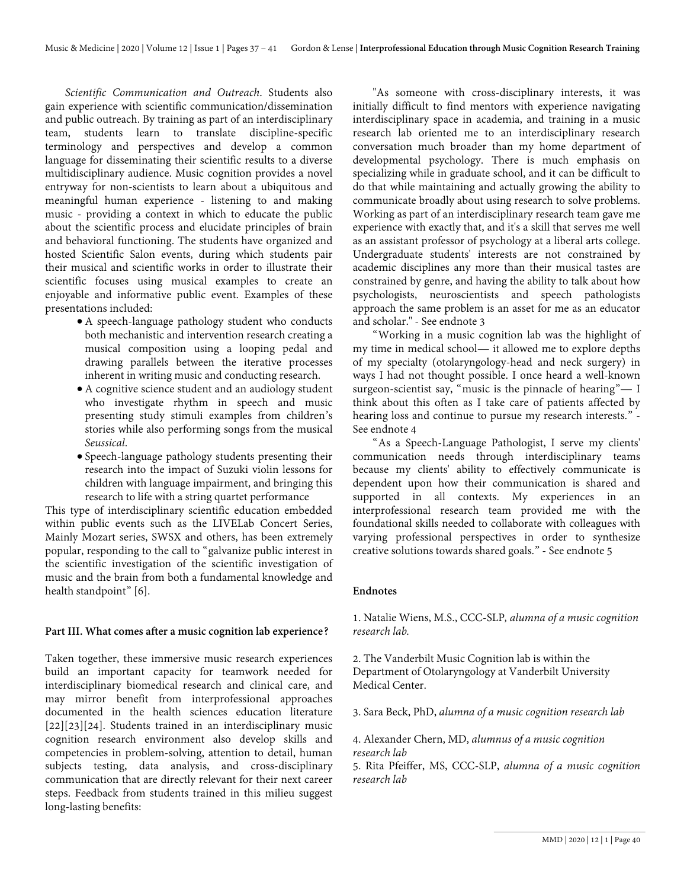*Scientific Communication and Outreach*. Students also gain experience with scientific communication/dissemination and public outreach. By training as part of an interdisciplinary team, students learn to translate discipline-specific terminology and perspectives and develop a common language for disseminating their scientific results to a diverse multidisciplinary audience. Music cognition provides a novel entryway for non-scientists to learn about a ubiquitous and meaningful human experience - listening to and making music - providing a context in which to educate the public about the scientific process and elucidate principles of brain and behavioral functioning. The students have organized and hosted Scientific Salon events, during which students pair their musical and scientific works in order to illustrate their scientific focuses using musical examples to create an enjoyable and informative public event. Examples of these presentations included:

- A speech-language pathology student who conducts both mechanistic and intervention research creating a musical composition using a looping pedal and drawing parallels between the iterative processes inherent in writing music and conducting research.
- A cognitive science student and an audiology student who investigate rhythm in speech and music presenting study stimuli examples from children's stories while also performing songs from the musical *Seussical*.
- Speech-language pathology students presenting their research into the impact of Suzuki violin lessons for children with language impairment, and bringing this research to life with a string quartet performance

This type of interdisciplinary scientific education embedded within public events such as the LIVELab Concert Series, Mainly Mozart series, SWSX and others, has been extremely popular, responding to the call to "galvanize public interest in the scientific investigation of the scientific investigation of music and the brain from both a fundamental knowledge and health standpoint" [6].

## Part III. What comes after a music cognition lab experience?

Taken together, these immersive music research experiences build an important capacity for teamwork needed for interdisciplinary biomedical research and clinical care, and may mirror benefit from interprofessional approaches documented in the health sciences education literature [22][23][24]. Students trained in an interdisciplinary music cognition research environment also develop skills and competencies in problem-solving, attention to detail, human subjects testing, data analysis, and cross-disciplinary communication that are directly relevant for their next career steps. Feedback from students trained in this milieu suggest long-lasting benefits:

"As someone with cross-disciplinary interests, it was initially difficult to find mentors with experience navigating interdisciplinary space in academia, and training in a music research lab oriented me to an interdisciplinary research conversation much broader than my home department of developmental psychology. There is much emphasis on specializing while in graduate school, and it can be difficult to do that while maintaining and actually growing the ability to communicate broadly about using research to solve problems. Working as part of an interdisciplinary research team gave me experience with exactly that, and it's a skill that serves me well as an assistant professor of psychology at a liberal arts college. Undergraduate students' interests are not constrained by academic disciplines any more than their musical tastes are constrained by genre, and having the ability to talk about how psychologists, neuroscientists and speech pathologists approach the same problem is an asset for me as an educator and scholar." - See endnote 3

"Working in a music cognition lab was the highlight of my time in medical school— it allowed me to explore depths of my specialty (otolaryngology-head and neck surgery) in ways I had not thought possible. I once heard a well-known surgeon-scientist say, "music is the pinnacle of hearing"— I think about this often as I take care of patients affected by hearing loss and continue to pursue my research interests." - See endnote 4

"As a Speech-Language Pathologist, I serve my clients' communication needs through interdisciplinary teams because my clients' ability to effectively communicate is dependent upon how their communication is shared and supported in all contexts. My experiences in an interprofessional research team provided me with the foundational skills needed to collaborate with colleagues with varying professional perspectives in order to synthesize creative solutions towards shared goals." - See endnote 5

## Endnotes

1. Natalie Wiens, M.S., CCC-SLP, *alumna of a music cognition research lab.*

2. The Vanderbilt Music Cognition lab is within the Department of Otolaryngology at Vanderbilt University Medical Center.

3. Sara Beck, PhD, *alumna of a music cognition research lab*

4. Alexander Chern, MD, *alumnus of a music cognition research lab*

5. Rita Pfeiffer, MS, CCC-SLP, *alumna of a music cognition research lab*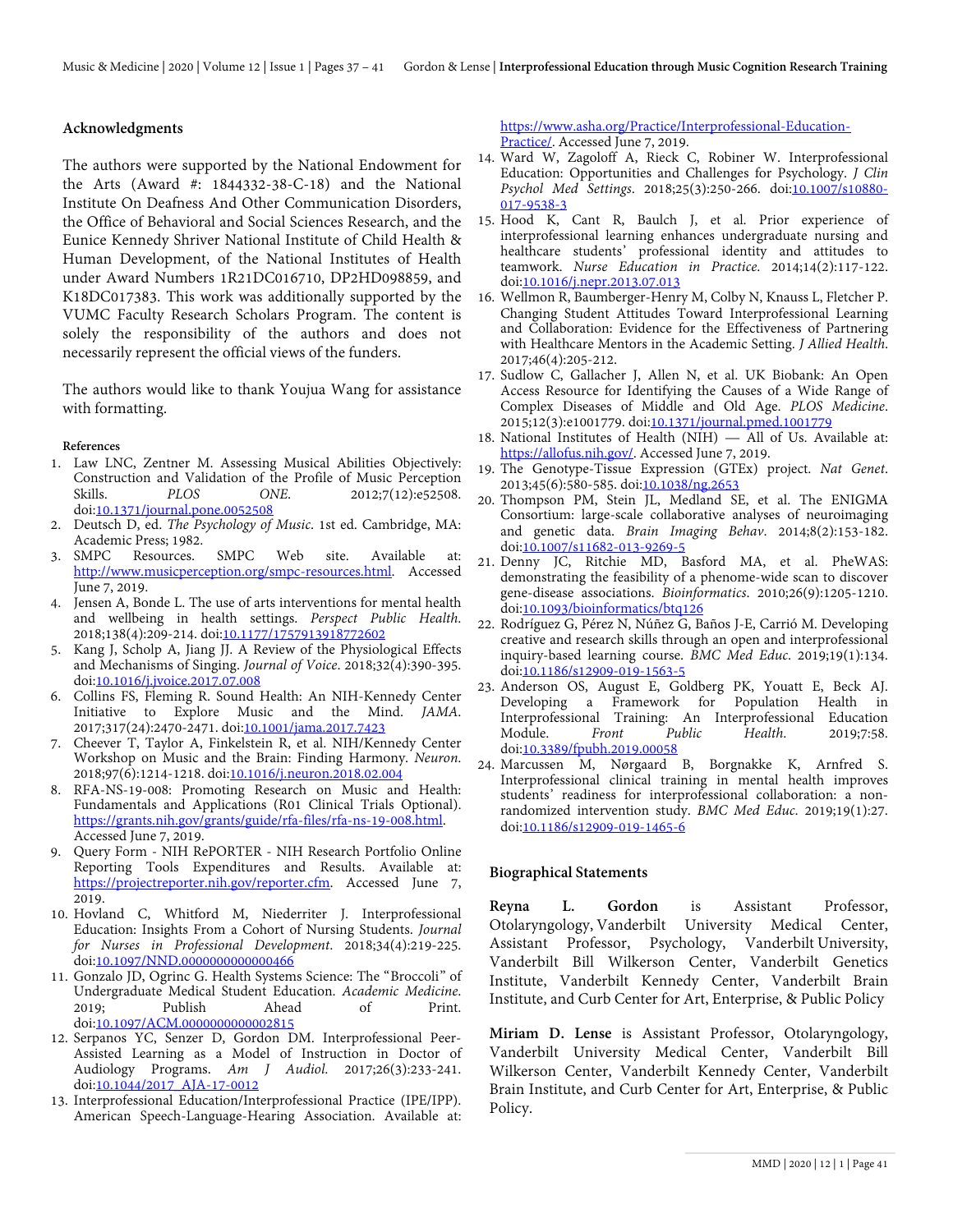## Acknowledgments

The authors were supported by the National Endowment for the Arts (Award #: 1844332-38-C-18) and the National Institute On Deafness And Other Communication Disorders, the Office of Behavioral and Social Sciences Research, and the Eunice Kennedy Shriver National Institute of Child Health & Human Development, of the National Institutes of Health under Award Numbers 1R21DC016710, DP2HD098859, and K18DC017383. This work was additionally supported by the VUMC Faculty Research Scholars Program. The content is solely the responsibility of the authors and does not necessarily represent the official views of the funders.

The authors would like to thank Youjua Wang for assistance with formatting.

### References

1. Law LNC, Zentner M. Assessing Musical Abilities Objectively: Construction and Validation of the Profile of Music Perception Skills. *PLOS ONE*. 2012;7(12):e52508. doi:10.1371/journal.pone.0052508
2. Deutsch D, ed. *The Psychology of Music*. 1st ed. Cambridge, MA: Academic Press; 1982.
3. SMPC Resources. SMPC Web site. Available at: http://www.musicperception.org/smpc-resources.html. Accessed June 7, 2019.
4. Jensen A, Bonde L. The use of arts interventions for mental health and wellbeing in health settings. *Perspect Public Health*. 2018;138(4):209-214. doi:10.1177/1757913918772602
5. Kang J, Scholp A, Jiang JJ. A Review of the Physiological Effects and Mechanisms of Singing. *Journal of Voice*. 2018;32(4):390-395. doi:10.1016/j.jvoice.2017.07.008
6. Collins FS, Fleming R. Sound Health: An NIH-Kennedy Center Initiative to Explore Music and the Mind. *JAMA*. 2017;317(24):2470-2471. doi:10.1001/jama.2017.7423
7. Cheever T, Taylor A, Finkelstein R, et al. NIH/Kennedy Center Workshop on Music and the Brain: Finding Harmony. *Neuron*. 2018;97(6):1214-1218. doi:10.1016/j.neuron.2018.02.004
8. RFA-NS-19-008: Promoting Research on Music and Health: Fundamentals and Applications (R01 Clinical Trials Optional). https://grants.nih.gov/grants/guide/rfa-files/rfa-ns-19-008.html. Accessed June 7, 2019.
9. Query Form - NIH RePORTER - NIH Research Portfolio Online Reporting Tools Expenditures and Results. Available at: https://projectreporter.nih.gov/reporter.cfm. Accessed June 7, 2019.
10. Hovland C, Whitford M, Niederriter J. Interprofessional Education: Insights From a Cohort of Nursing Students. *Journal for Nurses in Professional Development*. 2018;34(4):219-225. doi:10.1097/NND.0000000000000466
11. Gonzalo JD, Ogrinc G. Health Systems Science: The "Broccoli" of Undergraduate Medical Student Education. *Academic Medicine*. 2019; Publish Ahead of Print. doi:10.1097/ACM.0000000000002815
12. Serpanos YC, Senzer D, Gordon DM. Interprofessional Peer-Assisted Learning as a Model of Instruction in Doctor of Audiology Programs. *Am J Audiol*. 2017;26(3):233-241. doi:10.1044/2017_AJA-17-0012
13. Interprofessional Education/Interprofessional Practice (IPE/IPP). American Speech-Language-Hearing Association. Available at: https://www.asha.org/Practice/Interprofessional-Education-Practice/. Accessed June 7, 2019.
14. Ward W, Zagoloff A, Rieck C, Robiner W. Interprofessional Education: Opportunities and Challenges for Psychology. *J Clin Psychol Med Settings*. 2018;25(3):250-266. doi:10.1007/s10880-017-9538-3
15. Hood K, Cant R, Baulch J, et al. Prior experience of interprofessional learning enhances undergraduate nursing and healthcare students' professional identity and attitudes to teamwork. *Nurse Education in Practice*. 2014;14(2):117-122. doi:10.1016/j.nepr.2013.07.013
16. Wellmon R, Baumberger-Henry M, Colby N, Knauss L, Fletcher P. Changing Student Attitudes Toward Interprofessional Learning and Collaboration: Evidence for the Effectiveness of Partnering with Healthcare Mentors in the Academic Setting. *J Allied Health*. 2017;46(4):205-212.
17. Sudlow C, Gallacher J, Allen N, et al. UK Biobank: An Open Access Resource for Identifying the Causes of a Wide Range of Complex Diseases of Middle and Old Age. *PLOS Medicine*. 2015;12(3):e1001779. doi:10.1371/journal.pmed.1001779
18. National Institutes of Health (NIH) — All of Us. Available at: https://allofus.nih.gov/. Accessed June 7, 2019.
19. The Genotype-Tissue Expression (GTEx) project. *Nat Genet*. 2013;45(6):580-585. doi:10.1038/ng.2653
20. Thompson PM, Stein JL, Medland SE, et al. The ENIGMA Consortium: large-scale collaborative analyses of neuroimaging and genetic data. *Brain Imaging Behav*. 2014;8(2):153-182. doi:10.1007/s11682-013-9269-5
21. Denny JC, Ritchie MD, Basford MA, et al. PheWAS: demonstrating the feasibility of a phenome-wide scan to discover gene-disease associations. *Bioinformatics*. 2010;26(9):1205-1210. doi:10.1093/bioinformatics/btq126
22. Rodríguez G, Pérez N, Núñez G, Baños J-E, Carrió M. Developing creative and research skills through an open and interprofessional inquiry-based learning course. *BMC Med Educ*. 2019;19(1):134. doi:10.1186/s12909-019-1563-5
23. Anderson OS, August E, Goldberg PK, Youatt E, Beck AJ. Developing a Framework for Population Health in Interprofessional Training: An Interprofessional Education Module. *Front Public Health*. 2019;7:58. doi:10.3389/fpubh.2019.00058
24. Marcussen M, Nørgaard B, Borgnakke K, Arnfred S. Interprofessional clinical training in mental health improves students' readiness for interprofessional collaboration: a non-randomized intervention study. *BMC Med Educ*. 2019;19(1):27. doi:10.1186/s12909-019-1465-6

## Biographical Statements

**Reyna L. Gordon** is Assistant Professor, Otolaryngology, Vanderbilt University Medical Center, Assistant Professor, Psychology, Vanderbilt University, Vanderbilt Bill Wilkerson Center, Vanderbilt Genetics Institute, Vanderbilt Kennedy Center, Vanderbilt Brain Institute, and Curb Center for Art, Enterprise, & Public Policy

**Miriam D. Lense** is Assistant Professor, Otolaryngology, Vanderbilt University Medical Center, Vanderbilt Bill Wilkerson Center, Vanderbilt Kennedy Center, Vanderbilt Brain Institute, and Curb Center for Art, Enterprise, & Public Policy.